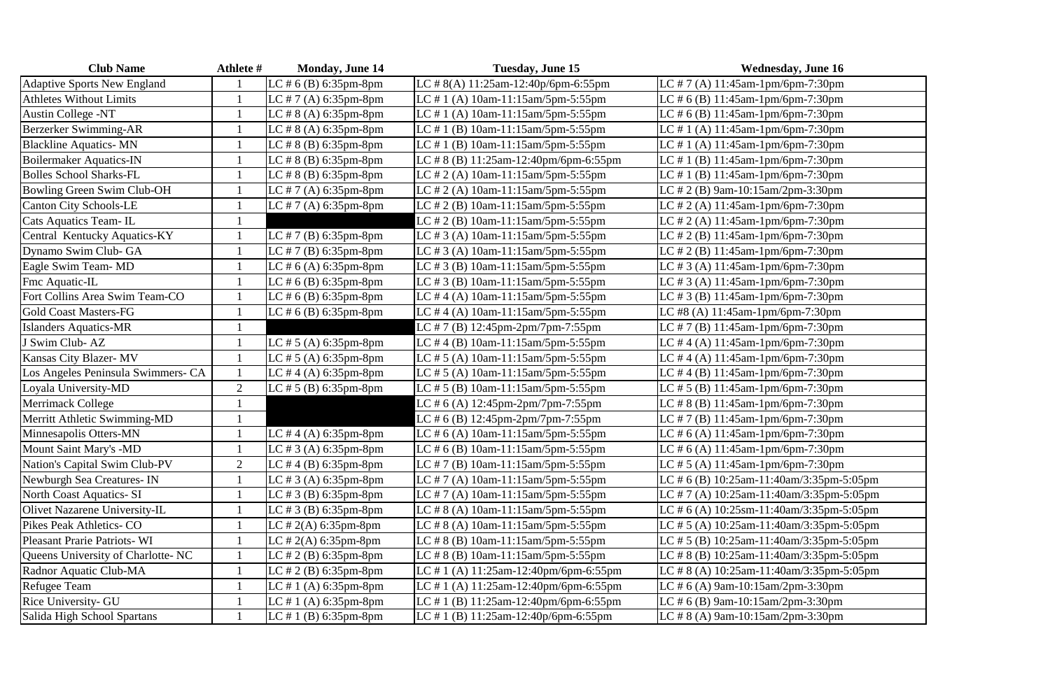| Club Name | Athlete # | Monday, June 14 | Tuesday, June 15 | Wednesday, June 16 |
|---|---|---|---|---|
| Adaptive Sports New England | 1 | LC # 6 (B) 6:35pm-8pm | LC # 8(A) 11:25am-12:40p/6pm-6:55pm | LC # 7 (A) 11:45am-1pm/6pm-7:30pm |
| Athletes Without Limits | 1 | LC # 7 (A) 6:35pm-8pm | LC # 1 (A) 10am-11:15am/5pm-5:55pm | LC # 6 (B) 11:45am-1pm/6pm-7:30pm |
| Austin College -NT | 1 | LC # 8 (A) 6:35pm-8pm | LC # 1 (A) 10am-11:15am/5pm-5:55pm | LC # 6 (B) 11:45am-1pm/6pm-7:30pm |
| Berzerker Swimming-AR | 1 | LC # 8 (A) 6:35pm-8pm | LC # 1 (B) 10am-11:15am/5pm-5:55pm | LC # 1 (A) 11:45am-1pm/6pm-7:30pm |
| Blackline Aquatics- MN | 1 | LC # 8 (B) 6:35pm-8pm | LC # 1 (B) 10am-11:15am/5pm-5:55pm | LC # 1 (A) 11:45am-1pm/6pm-7:30pm |
| Boilermaker Aquatics-IN | 1 | LC # 8 (B) 6:35pm-8pm | LC # 8 (B) 11:25am-12:40pm/6pm-6:55pm | LC # 1 (B) 11:45am-1pm/6pm-7:30pm |
| Bolles School Sharks-FL | 1 | LC # 8 (B) 6:35pm-8pm | LC # 2 (A) 10am-11:15am/5pm-5:55pm | LC # 1 (B) 11:45am-1pm/6pm-7:30pm |
| Bowling Green Swim Club-OH | 1 | LC # 7 (A) 6:35pm-8pm | LC # 2 (A) 10am-11:15am/5pm-5:55pm | LC # 2 (B) 9am-10:15am/2pm-3:30pm |
| Canton City Schools-LE | 1 | LC # 7 (A) 6:35pm-8pm | LC # 2 (B) 10am-11:15am/5pm-5:55pm | LC # 2 (A) 11:45am-1pm/6pm-7:30pm |
| Cats Aquatics Team- IL | 1 | | LC # 2 (B) 10am-11:15am/5pm-5:55pm | LC # 2 (A) 11:45am-1pm/6pm-7:30pm |
| Central Kentucky Aquatics-KY | 1 | LC # 7 (B) 6:35pm-8pm | LC # 3 (A) 10am-11:15am/5pm-5:55pm | LC # 2 (B) 11:45am-1pm/6pm-7:30pm |
| Dynamo Swim Club- GA | 1 | LC # 7 (B) 6:35pm-8pm | LC # 3 (A) 10am-11:15am/5pm-5:55pm | LC # 2 (B) 11:45am-1pm/6pm-7:30pm |
| Eagle Swim Team- MD | 1 | LC # 6 (A) 6:35pm-8pm | LC # 3 (B) 10am-11:15am/5pm-5:55pm | LC # 3 (A) 11:45am-1pm/6pm-7:30pm |
| Fmc Aquatic-IL | 1 | LC # 6 (B) 6:35pm-8pm | LC # 3 (B) 10am-11:15am/5pm-5:55pm | LC # 3 (A) 11:45am-1pm/6pm-7:30pm |
| Fort Collins Area Swim Team-CO | 1 | LC # 6 (B) 6:35pm-8pm | LC # 4 (A) 10am-11:15am/5pm-5:55pm | LC # 3 (B) 11:45am-1pm/6pm-7:30pm |
| Gold Coast Masters-FG | 1 | LC # 6 (B) 6:35pm-8pm | LC # 4 (A) 10am-11:15am/5pm-5:55pm | LC #8 (A) 11:45am-1pm/6pm-7:30pm |
| Islanders Aquatics-MR | 1 | | LC # 7 (B) 12:45pm-2pm/7pm-7:55pm | LC # 7 (B) 11:45am-1pm/6pm-7:30pm |
| J Swim Club- AZ | 1 | LC # 5 (A) 6:35pm-8pm | LC # 4 (B) 10am-11:15am/5pm-5:55pm | LC # 4 (A) 11:45am-1pm/6pm-7:30pm |
| Kansas City Blazer- MV | 1 | LC # 5 (A) 6:35pm-8pm | LC # 5 (A) 10am-11:15am/5pm-5:55pm | LC # 4 (A) 11:45am-1pm/6pm-7:30pm |
| Los Angeles Peninsula Swimmers- CA | 1 | LC # 4 (A) 6:35pm-8pm | LC # 5 (A) 10am-11:15am/5pm-5:55pm | LC # 4 (B) 11:45am-1pm/6pm-7:30pm |
| Loyala University-MD | 2 | LC # 5 (B) 6:35pm-8pm | LC # 5 (B) 10am-11:15am/5pm-5:55pm | LC # 5 (B) 11:45am-1pm/6pm-7:30pm |
| Merrimack College | 1 | | LC # 6 (A) 12:45pm-2pm/7pm-7:55pm | LC # 8 (B) 11:45am-1pm/6pm-7:30pm |
| Merritt Athletic Swimming-MD | 1 | | LC # 6 (B) 12:45pm-2pm/7pm-7:55pm | LC # 7 (B) 11:45am-1pm/6pm-7:30pm |
| Minnesapolis Otters-MN | 1 | LC # 4 (A) 6:35pm-8pm | LC # 6 (A) 10am-11:15am/5pm-5:55pm | LC # 6 (A) 11:45am-1pm/6pm-7:30pm |
| Mount Saint Mary's -MD | 1 | LC # 3 (A) 6:35pm-8pm | LC # 6 (B) 10am-11:15am/5pm-5:55pm | LC # 6 (A) 11:45am-1pm/6pm-7:30pm |
| Nation's Capital Swim Club-PV | 2 | LC # 4 (B) 6:35pm-8pm | LC # 7 (B) 10am-11:15am/5pm-5:55pm | LC # 5 (A) 11:45am-1pm/6pm-7:30pm |
| Newburgh Sea Creatures- IN | 1 | LC # 3 (A) 6:35pm-8pm | LC # 7 (A) 10am-11:15am/5pm-5:55pm | LC # 6 (B) 10:25am-11:40am/3:35pm-5:05pm |
| North Coast Aquatics- SI | 1 | LC # 3 (B) 6:35pm-8pm | LC # 7 (A) 10am-11:15am/5pm-5:55pm | LC # 7 (A) 10:25am-11:40am/3:35pm-5:05pm |
| Olivet Nazarene University-IL | 1 | LC # 3 (B) 6:35pm-8pm | LC # 8 (A) 10am-11:15am/5pm-5:55pm | LC # 6 (A) 10:25sm-11:40am/3:35pm-5:05pm |
| Pikes Peak Athletics- CO | 1 | LC # 2(A) 6:35pm-8pm | LC # 8 (A) 10am-11:15am/5pm-5:55pm | LC # 5 (A) 10:25am-11:40am/3:35pm-5:05pm |
| Pleasant Prarie Patriots- WI | 1 | LC # 2(A) 6:35pm-8pm | LC # 8 (B) 10am-11:15am/5pm-5:55pm | LC # 5 (B) 10:25am-11:40am/3:35pm-5:05pm |
| Queens University of Charlotte- NC | 1 | LC # 2 (B) 6:35pm-8pm | LC # 8 (B) 10am-11:15am/5pm-5:55pm | LC # 8 (B) 10:25am-11:40am/3:35pm-5:05pm |
| Radnor Aquatic Club-MA | 1 | LC # 2 (B) 6:35pm-8pm | LC # 1 (A) 11:25am-12:40pm/6pm-6:55pm | LC # 8 (A) 10:25am-11:40am/3:35pm-5:05pm |
| Refugee Team | 1 | LC # 1 (A) 6:35pm-8pm | LC # 1 (A) 11:25am-12:40pm/6pm-6:55pm | LC # 6 (A) 9am-10:15am/2pm-3:30pm |
| Rice University- GU | 1 | LC # 1 (A) 6:35pm-8pm | LC # 1 (B) 11:25am-12:40pm/6pm-6:55pm | LC # 6 (B) 9am-10:15am/2pm-3:30pm |
| Salida High School Spartans | 1 | LC # 1 (B) 6:35pm-8pm | LC # 1 (B) 11:25am-12:40p/6pm-6:55pm | LC # 8 (A) 9am-10:15am/2pm-3:30pm |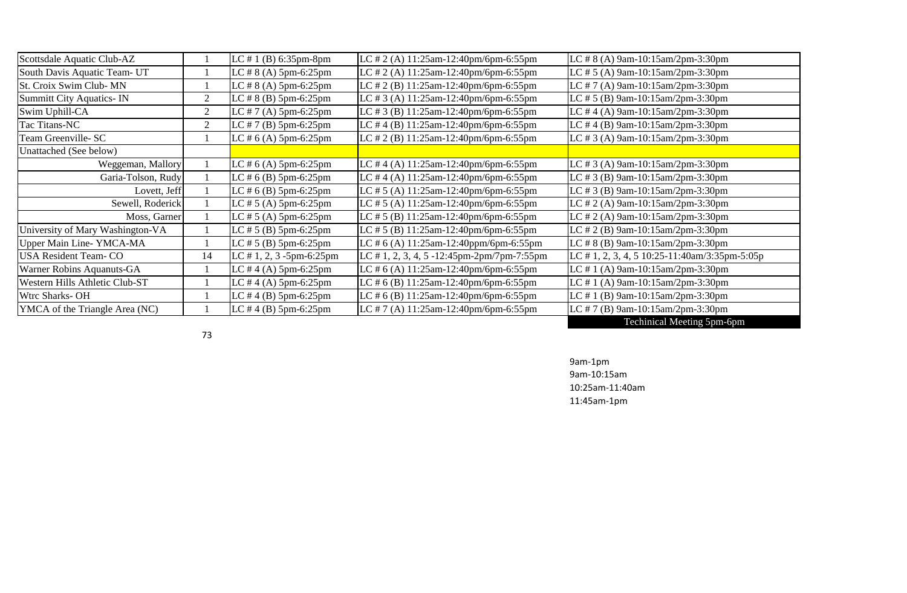| | | | | |
|---|---|---|---|---|
| Scottsdale Aquatic Club-AZ | 1 | LC # 1 (B) 6:35pm-8pm | LC # 2 (A) 11:25am-12:40pm/6pm-6:55pm | LC # 8 (A) 9am-10:15am/2pm-3:30pm |
| South Davis Aquatic Team- UT | 1 | LC # 8 (A) 5pm-6:25pm | LC # 2 (A) 11:25am-12:40pm/6pm-6:55pm | LC # 5 (A) 9am-10:15am/2pm-3:30pm |
| St. Croix Swim Club- MN | 1 | LC # 8 (A) 5pm-6:25pm | LC # 2 (B) 11:25am-12:40pm/6pm-6:55pm | LC # 7 (A) 9am-10:15am/2pm-3:30pm |
| Summitt City Aquatics- IN | 2 | LC # 8 (B) 5pm-6:25pm | LC # 3 (A) 11:25am-12:40pm/6pm-6:55pm | LC # 5 (B) 9am-10:15am/2pm-3:30pm |
| Swim Uphill-CA | 2 | LC # 7 (A) 5pm-6:25pm | LC # 3 (B) 11:25am-12:40pm/6pm-6:55pm | LC # 4 (A) 9am-10:15am/2pm-3:30pm |
| Tac Titans-NC | 2 | LC # 7 (B) 5pm-6:25pm | LC # 4 (B) 11:25am-12:40pm/6pm-6:55pm | LC # 4 (B) 9am-10:15am/2pm-3:30pm |
| Team Greenville- SC | 1 | LC # 6 (A) 5pm-6:25pm | LC # 2 (B) 11:25am-12:40pm/6pm-6:55pm | LC # 3 (A) 9am-10:15am/2pm-3:30pm |
| Unattached (See below) | | | | |
| Weggeman, Mallory | 1 | LC # 6 (A) 5pm-6:25pm | LC # 4 (A) 11:25am-12:40pm/6pm-6:55pm | LC # 3 (A) 9am-10:15am/2pm-3:30pm |
| Garia-Tolson, Rudy | 1 | LC # 6 (B) 5pm-6:25pm | LC # 4 (A) 11:25am-12:40pm/6pm-6:55pm | LC # 3 (B) 9am-10:15am/2pm-3:30pm |
| Lovett, Jeff | 1 | LC # 6 (B) 5pm-6:25pm | LC # 5 (A) 11:25am-12:40pm/6pm-6:55pm | LC # 3 (B) 9am-10:15am/2pm-3:30pm |
| Sewell, Roderick | 1 | LC # 5 (A) 5pm-6:25pm | LC # 5 (A) 11:25am-12:40pm/6pm-6:55pm | LC # 2 (A) 9am-10:15am/2pm-3:30pm |
| Moss, Garner | 1 | LC # 5 (A) 5pm-6:25pm | LC # 5 (B) 11:25am-12:40pm/6pm-6:55pm | LC # 2 (A) 9am-10:15am/2pm-3:30pm |
| University of Mary Washington-VA | 1 | LC # 5 (B) 5pm-6:25pm | LC # 5 (B) 11:25am-12:40pm/6pm-6:55pm | LC # 2 (B) 9am-10:15am/2pm-3:30pm |
| Upper Main Line- YMCA-MA | 1 | LC # 5 (B) 5pm-6:25pm | LC # 6 (A) 11:25am-12:40ppm/6pm-6:55pm | LC # 8 (B) 9am-10:15am/2pm-3:30pm |
| USA Resident Team- CO | 14 | LC # 1, 2, 3 -5pm-6:25pm | LC # 1, 2, 3, 4, 5 -12:45pm-2pm/7pm-7:55pm | LC # 1, 2, 3, 4, 5 10:25-11:40am/3:35pm-5:05p |
| Warner Robins Aquanuts-GA | 1 | LC # 4 (A) 5pm-6:25pm | LC # 6 (A) 11:25am-12:40pm/6pm-6:55pm | LC # 1 (A) 9am-10:15am/2pm-3:30pm |
| Western Hills Athletic Club-ST | 1 | LC # 4 (A) 5pm-6:25pm | LC # 6 (B) 11:25am-12:40pm/6pm-6:55pm | LC # 1 (A) 9am-10:15am/2pm-3:30pm |
| Wtrc Sharks- OH | 1 | LC # 4 (B) 5pm-6:25pm | LC # 6 (B) 11:25am-12:40pm/6pm-6:55pm | LC # 1 (B) 9am-10:15am/2pm-3:30pm |
| YMCA of the Triangle Area (NC) | 1 | LC # 4 (B) 5pm-6:25pm | LC # 7 (A) 11:25am-12:40pm/6pm-6:55pm | LC # 7 (B) 9am-10:15am/2pm-3:30pm |
| | | | | Techinical Meeting 5pm-6pm |

73

9am-1pm
9am-10:15am
10:25am-11:40am
11:45am-1pm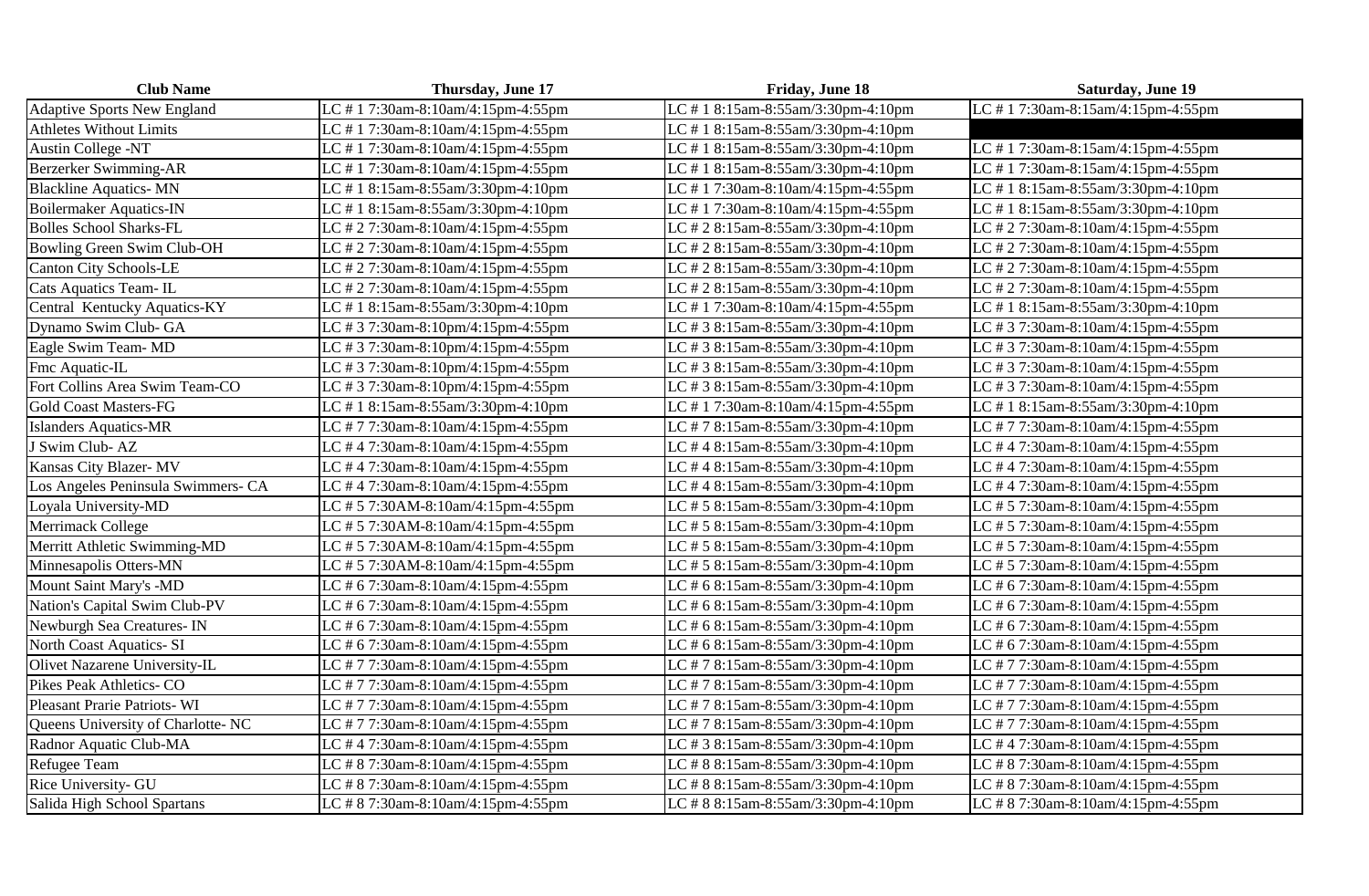| Club Name | Thursday, June 17 | Friday, June 18 | Saturday, June 19 |
|---|---|---|---|
| Adaptive Sports New England | LC # 1 7:30am-8:10am/4:15pm-4:55pm | LC # 1 8:15am-8:55am/3:30pm-4:10pm | LC # 1 7:30am-8:15am/4:15pm-4:55pm |
| Athletes Without Limits | LC # 1 7:30am-8:10am/4:15pm-4:55pm | LC # 1 8:15am-8:55am/3:30pm-4:10pm | |
| Austin College -NT | LC # 1 7:30am-8:10am/4:15pm-4:55pm | LC # 1 8:15am-8:55am/3:30pm-4:10pm | LC # 1 7:30am-8:15am/4:15pm-4:55pm |
| Berzerker Swimming-AR | LC # 1 7:30am-8:10am/4:15pm-4:55pm | LC # 1 8:15am-8:55am/3:30pm-4:10pm | LC # 1 7:30am-8:15am/4:15pm-4:55pm |
| Blackline Aquatics- MN | LC # 1 8:15am-8:55am/3:30pm-4:10pm | LC # 1 7:30am-8:10am/4:15pm-4:55pm | LC # 1 8:15am-8:55am/3:30pm-4:10pm |
| Boilermaker Aquatics-IN | LC # 1 8:15am-8:55am/3:30pm-4:10pm | LC # 1 7:30am-8:10am/4:15pm-4:55pm | LC # 1 8:15am-8:55am/3:30pm-4:10pm |
| Bolles School Sharks-FL | LC # 2 7:30am-8:10am/4:15pm-4:55pm | LC # 2 8:15am-8:55am/3:30pm-4:10pm | LC # 2 7:30am-8:10am/4:15pm-4:55pm |
| Bowling Green Swim Club-OH | LC # 2 7:30am-8:10am/4:15pm-4:55pm | LC # 2 8:15am-8:55am/3:30pm-4:10pm | LC # 2 7:30am-8:10am/4:15pm-4:55pm |
| Canton City Schools-LE | LC # 2 7:30am-8:10am/4:15pm-4:55pm | LC # 2 8:15am-8:55am/3:30pm-4:10pm | LC # 2 7:30am-8:10am/4:15pm-4:55pm |
| Cats Aquatics Team- IL | LC # 2 7:30am-8:10am/4:15pm-4:55pm | LC # 2 8:15am-8:55am/3:30pm-4:10pm | LC # 2 7:30am-8:10am/4:15pm-4:55pm |
| Central Kentucky Aquatics-KY | LC # 1 8:15am-8:55am/3:30pm-4:10pm | LC # 1 7:30am-8:10am/4:15pm-4:55pm | LC # 1 8:15am-8:55am/3:30pm-4:10pm |
| Dynamo Swim Club- GA | LC # 3 7:30am-8:10pm/4:15pm-4:55pm | LC # 3 8:15am-8:55am/3:30pm-4:10pm | LC # 3 7:30am-8:10am/4:15pm-4:55pm |
| Eagle Swim Team- MD | LC # 3 7:30am-8:10pm/4:15pm-4:55pm | LC # 3 8:15am-8:55am/3:30pm-4:10pm | LC # 3 7:30am-8:10am/4:15pm-4:55pm |
| Fmc Aquatic-IL | LC # 3 7:30am-8:10pm/4:15pm-4:55pm | LC # 3 8:15am-8:55am/3:30pm-4:10pm | LC # 3 7:30am-8:10am/4:15pm-4:55pm |
| Fort Collins Area Swim Team-CO | LC # 3 7:30am-8:10pm/4:15pm-4:55pm | LC # 3 8:15am-8:55am/3:30pm-4:10pm | LC # 3 7:30am-8:10am/4:15pm-4:55pm |
| Gold Coast Masters-FG | LC # 1 8:15am-8:55am/3:30pm-4:10pm | LC # 1 7:30am-8:10am/4:15pm-4:55pm | LC # 1 8:15am-8:55am/3:30pm-4:10pm |
| Islanders Aquatics-MR | LC # 7 7:30am-8:10am/4:15pm-4:55pm | LC # 7 8:15am-8:55am/3:30pm-4:10pm | LC # 7 7:30am-8:10am/4:15pm-4:55pm |
| J Swim Club- AZ | LC # 4 7:30am-8:10am/4:15pm-4:55pm | LC # 4 8:15am-8:55am/3:30pm-4:10pm | LC # 4 7:30am-8:10am/4:15pm-4:55pm |
| Kansas City Blazer- MV | LC # 4 7:30am-8:10am/4:15pm-4:55pm | LC # 4 8:15am-8:55am/3:30pm-4:10pm | LC # 4 7:30am-8:10am/4:15pm-4:55pm |
| Los Angeles Peninsula Swimmers- CA | LC # 4 7:30am-8:10am/4:15pm-4:55pm | LC # 4 8:15am-8:55am/3:30pm-4:10pm | LC # 4 7:30am-8:10am/4:15pm-4:55pm |
| Loyala University-MD | LC # 5 7:30AM-8:10am/4:15pm-4:55pm | LC # 5 8:15am-8:55am/3:30pm-4:10pm | LC # 5 7:30am-8:10am/4:15pm-4:55pm |
| Merrimack College | LC # 5 7:30AM-8:10am/4:15pm-4:55pm | LC # 5 8:15am-8:55am/3:30pm-4:10pm | LC # 5 7:30am-8:10am/4:15pm-4:55pm |
| Merritt Athletic Swimming-MD | LC # 5 7:30AM-8:10am/4:15pm-4:55pm | LC # 5 8:15am-8:55am/3:30pm-4:10pm | LC # 5 7:30am-8:10am/4:15pm-4:55pm |
| Minnesapolis Otters-MN | LC # 5 7:30AM-8:10am/4:15pm-4:55pm | LC # 5 8:15am-8:55am/3:30pm-4:10pm | LC # 5 7:30am-8:10am/4:15pm-4:55pm |
| Mount Saint Mary's -MD | LC # 6 7:30am-8:10am/4:15pm-4:55pm | LC # 6 8:15am-8:55am/3:30pm-4:10pm | LC # 6 7:30am-8:10am/4:15pm-4:55pm |
| Nation's Capital Swim Club-PV | LC # 6 7:30am-8:10am/4:15pm-4:55pm | LC # 6 8:15am-8:55am/3:30pm-4:10pm | LC # 6 7:30am-8:10am/4:15pm-4:55pm |
| Newburgh Sea Creatures- IN | LC # 6 7:30am-8:10am/4:15pm-4:55pm | LC # 6 8:15am-8:55am/3:30pm-4:10pm | LC # 6 7:30am-8:10am/4:15pm-4:55pm |
| North Coast Aquatics- SI | LC # 6 7:30am-8:10am/4:15pm-4:55pm | LC # 6 8:15am-8:55am/3:30pm-4:10pm | LC # 6 7:30am-8:10am/4:15pm-4:55pm |
| Olivet Nazarene University-IL | LC # 7 7:30am-8:10am/4:15pm-4:55pm | LC # 7 8:15am-8:55am/3:30pm-4:10pm | LC # 7 7:30am-8:10am/4:15pm-4:55pm |
| Pikes Peak Athletics- CO | LC # 7 7:30am-8:10am/4:15pm-4:55pm | LC # 7 8:15am-8:55am/3:30pm-4:10pm | LC # 7 7:30am-8:10am/4:15pm-4:55pm |
| Pleasant Prarie Patriots- WI | LC # 7 7:30am-8:10am/4:15pm-4:55pm | LC # 7 8:15am-8:55am/3:30pm-4:10pm | LC # 7 7:30am-8:10am/4:15pm-4:55pm |
| Queens University of Charlotte- NC | LC # 7 7:30am-8:10am/4:15pm-4:55pm | LC # 7 8:15am-8:55am/3:30pm-4:10pm | LC # 7 7:30am-8:10am/4:15pm-4:55pm |
| Radnor Aquatic Club-MA | LC # 4 7:30am-8:10am/4:15pm-4:55pm | LC # 3 8:15am-8:55am/3:30pm-4:10pm | LC # 4 7:30am-8:10am/4:15pm-4:55pm |
| Refugee Team | LC # 8 7:30am-8:10am/4:15pm-4:55pm | LC # 8 8:15am-8:55am/3:30pm-4:10pm | LC # 8 7:30am-8:10am/4:15pm-4:55pm |
| Rice University- GU | LC # 8 7:30am-8:10am/4:15pm-4:55pm | LC # 8 8:15am-8:55am/3:30pm-4:10pm | LC # 8 7:30am-8:10am/4:15pm-4:55pm |
| Salida High School Spartans | LC # 8 7:30am-8:10am/4:15pm-4:55pm | LC # 8 8:15am-8:55am/3:30pm-4:10pm | LC # 8 7:30am-8:10am/4:15pm-4:55pm |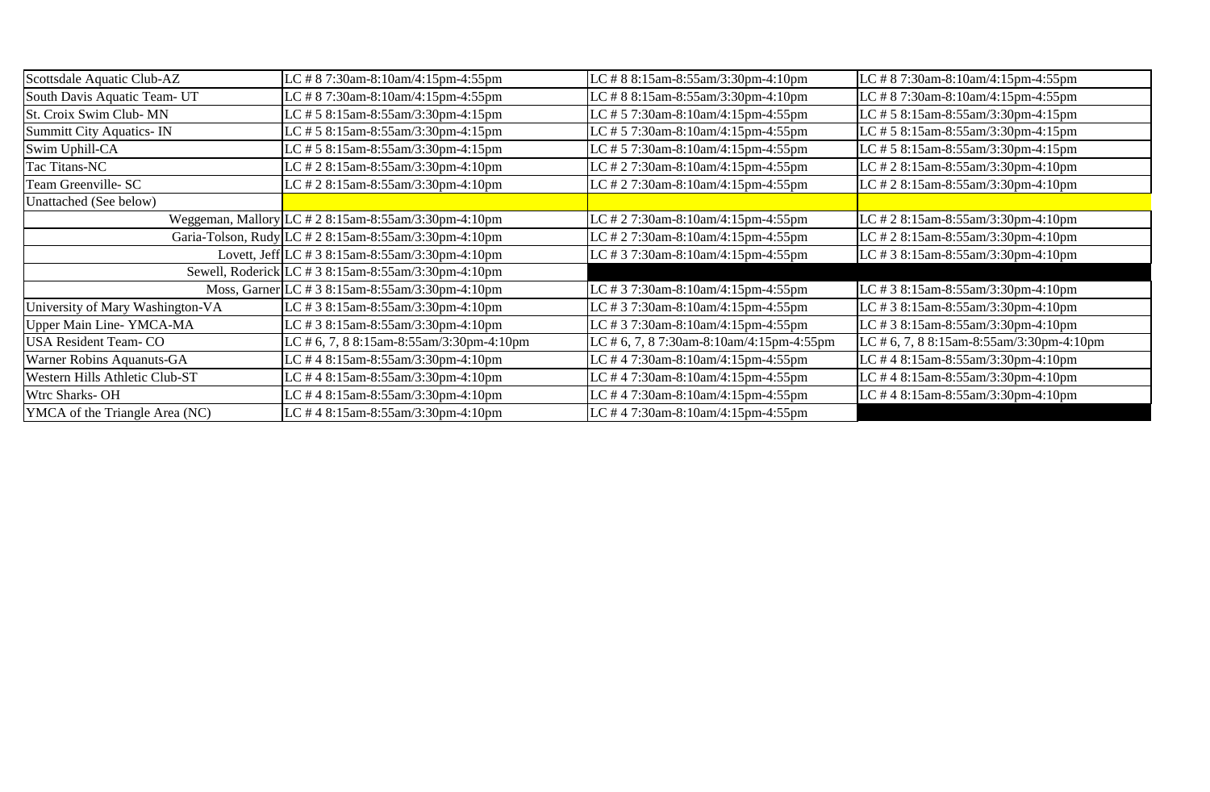| | | | |
|---|---|---|---|
| Scottsdale Aquatic Club-AZ | LC # 8 7:30am-8:10am/4:15pm-4:55pm | LC # 8 8:15am-8:55am/3:30pm-4:10pm | LC # 8 7:30am-8:10am/4:15pm-4:55pm |
| South Davis Aquatic Team- UT | LC # 8 7:30am-8:10am/4:15pm-4:55pm | LC # 8 8:15am-8:55am/3:30pm-4:10pm | LC # 8 7:30am-8:10am/4:15pm-4:55pm |
| St. Croix Swim Club- MN | LC # 5 8:15am-8:55am/3:30pm-4:15pm | LC # 5 7:30am-8:10am/4:15pm-4:55pm | LC # 5 8:15am-8:55am/3:30pm-4:15pm |
| Summitt City Aquatics- IN | LC # 5 8:15am-8:55am/3:30pm-4:15pm | LC # 5 7:30am-8:10am/4:15pm-4:55pm | LC # 5 8:15am-8:55am/3:30pm-4:15pm |
| Swim Uphill-CA | LC # 5 8:15am-8:55am/3:30pm-4:15pm | LC # 5 7:30am-8:10am/4:15pm-4:55pm | LC # 5 8:15am-8:55am/3:30pm-4:15pm |
| Tac Titans-NC | LC # 2 8:15am-8:55am/3:30pm-4:10pm | LC # 2 7:30am-8:10am/4:15pm-4:55pm | LC # 2 8:15am-8:55am/3:30pm-4:10pm |
| Team Greenville- SC | LC # 2 8:15am-8:55am/3:30pm-4:10pm | LC # 2 7:30am-8:10am/4:15pm-4:55pm | LC # 2 8:15am-8:55am/3:30pm-4:10pm |
| Unattached (See below) | | | |
| Weggeman, Mallory | LC # 2 8:15am-8:55am/3:30pm-4:10pm | LC # 2 7:30am-8:10am/4:15pm-4:55pm | LC # 2 8:15am-8:55am/3:30pm-4:10pm |
| Garia-Tolson, Rudy | LC # 2 8:15am-8:55am/3:30pm-4:10pm | LC # 2 7:30am-8:10am/4:15pm-4:55pm | LC # 2 8:15am-8:55am/3:30pm-4:10pm |
| Lovett, Jeff | LC # 3 8:15am-8:55am/3:30pm-4:10pm | LC # 3 7:30am-8:10am/4:15pm-4:55pm | LC # 3 8:15am-8:55am/3:30pm-4:10pm |
| Sewell, Roderick | LC # 3 8:15am-8:55am/3:30pm-4:10pm | | |
| Moss, Garner | LC # 3 8:15am-8:55am/3:30pm-4:10pm | LC # 3 7:30am-8:10am/4:15pm-4:55pm | LC # 3 8:15am-8:55am/3:30pm-4:10pm |
| University of Mary Washington-VA | LC # 3 8:15am-8:55am/3:30pm-4:10pm | LC # 3 7:30am-8:10am/4:15pm-4:55pm | LC # 3 8:15am-8:55am/3:30pm-4:10pm |
| Upper Main Line- YMCA-MA | LC # 3 8:15am-8:55am/3:30pm-4:10pm | LC # 3 7:30am-8:10am/4:15pm-4:55pm | LC # 3 8:15am-8:55am/3:30pm-4:10pm |
| USA Resident Team- CO | LC # 6, 7, 8 8:15am-8:55am/3:30pm-4:10pm | LC # 6, 7, 8 7:30am-8:10am/4:15pm-4:55pm | LC # 6, 7, 8 8:15am-8:55am/3:30pm-4:10pm |
| Warner Robins Aquanuts-GA | LC # 4 8:15am-8:55am/3:30pm-4:10pm | LC # 4 7:30am-8:10am/4:15pm-4:55pm | LC # 4 8:15am-8:55am/3:30pm-4:10pm |
| Western Hills Athletic Club-ST | LC # 4 8:15am-8:55am/3:30pm-4:10pm | LC # 4 7:30am-8:10am/4:15pm-4:55pm | LC # 4 8:15am-8:55am/3:30pm-4:10pm |
| Wtrc Sharks- OH | LC # 4 8:15am-8:55am/3:30pm-4:10pm | LC # 4 7:30am-8:10am/4:15pm-4:55pm | LC # 4 8:15am-8:55am/3:30pm-4:10pm |
| YMCA of the Triangle Area (NC) | LC # 4 8:15am-8:55am/3:30pm-4:10pm | LC # 4 7:30am-8:10am/4:15pm-4:55pm | |